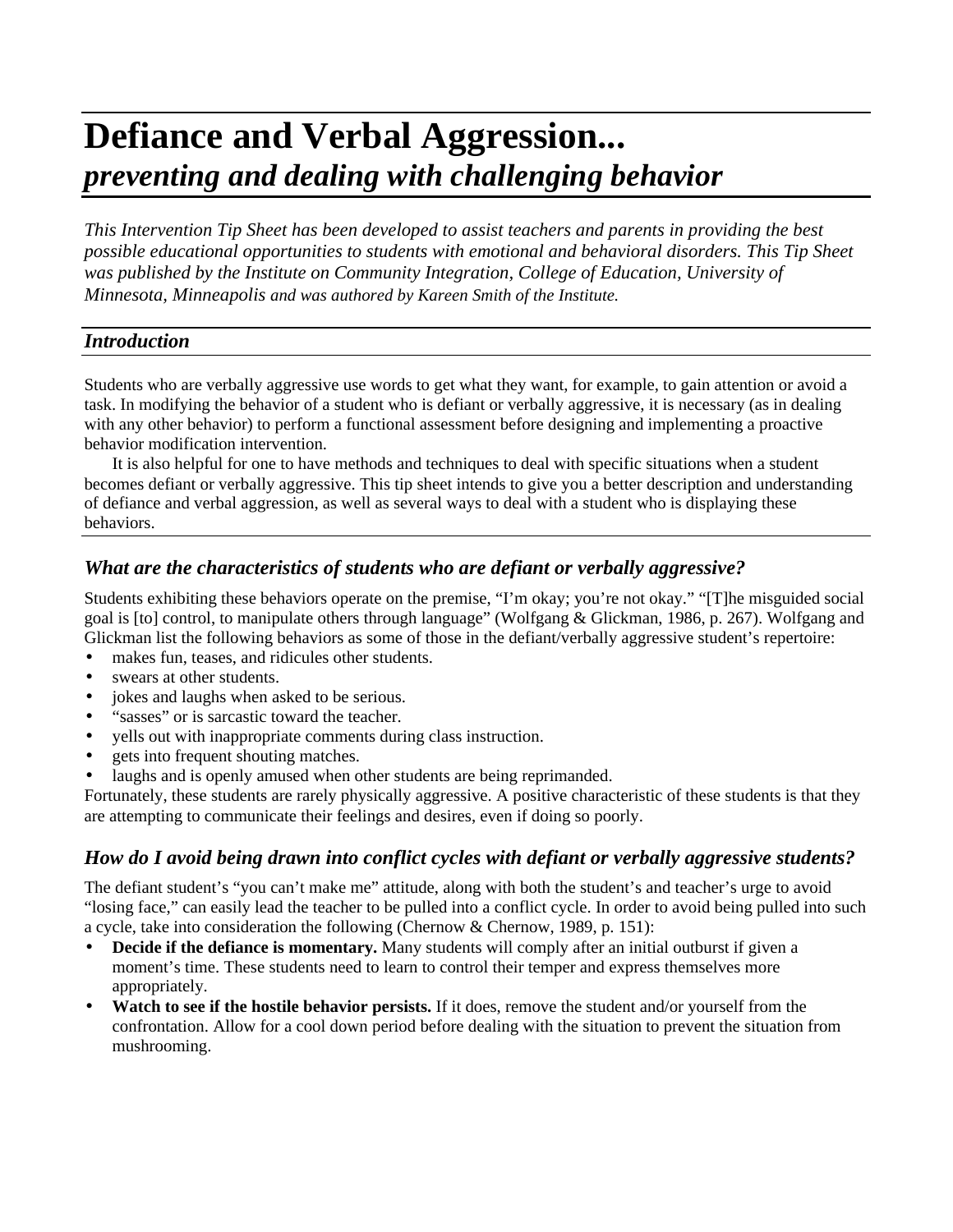# Defiance and Verbal Aggression...
## *preventing and dealing with challenging behavior*

*This Intervention Tip Sheet has been developed to assist teachers and parents in providing the best possible educational opportunities to students with emotional and behavioral disorders. This Tip Sheet was published by the Institute on Community Integration, College of Education, University of Minnesota, Minneapolis and was authored by Kareen Smith of the Institute.*

### *Introduction*

Students who are verbally aggressive use words to get what they want, for example, to gain attention or avoid a task. In modifying the behavior of a student who is defiant or verbally aggressive, it is necessary (as in dealing with any other behavior) to perform a functional assessment before designing and implementing a proactive behavior modification intervention.

It is also helpful for one to have methods and techniques to deal with specific situations when a student becomes defiant or verbally aggressive. This tip sheet intends to give you a better description and understanding of defiance and verbal aggression, as well as several ways to deal with a student who is displaying these behaviors.

### *What are the characteristics of students who are defiant or verbally aggressive?*

Students exhibiting these behaviors operate on the premise, "I'm okay; you're not okay." "[T]he misguided social goal is [to] control, to manipulate others through language" (Wolfgang & Glickman, 1986, p. 267). Wolfgang and Glickman list the following behaviors as some of those in the defiant/verbally aggressive student's repertoire:

- makes fun, teases, and ridicules other students.
- swears at other students.
- jokes and laughs when asked to be serious.
- "sasses" or is sarcastic toward the teacher.
- yells out with inappropriate comments during class instruction.
- gets into frequent shouting matches.
- laughs and is openly amused when other students are being reprimanded.

Fortunately, these students are rarely physically aggressive. A positive characteristic of these students is that they are attempting to communicate their feelings and desires, even if doing so poorly.

### *How do I avoid being drawn into conflict cycles with defiant or verbally aggressive students?*

The defiant student's "you can't make me" attitude, along with both the student's and teacher's urge to avoid "losing face," can easily lead the teacher to be pulled into a conflict cycle. In order to avoid being pulled into such a cycle, take into consideration the following (Chernow & Chernow, 1989, p. 151):

- **Decide if the defiance is momentary.** Many students will comply after an initial outburst if given a moment's time. These students need to learn to control their temper and express themselves more appropriately.
- **Watch to see if the hostile behavior persists.** If it does, remove the student and/or yourself from the confrontation. Allow for a cool down period before dealing with the situation to prevent the situation from mushrooming.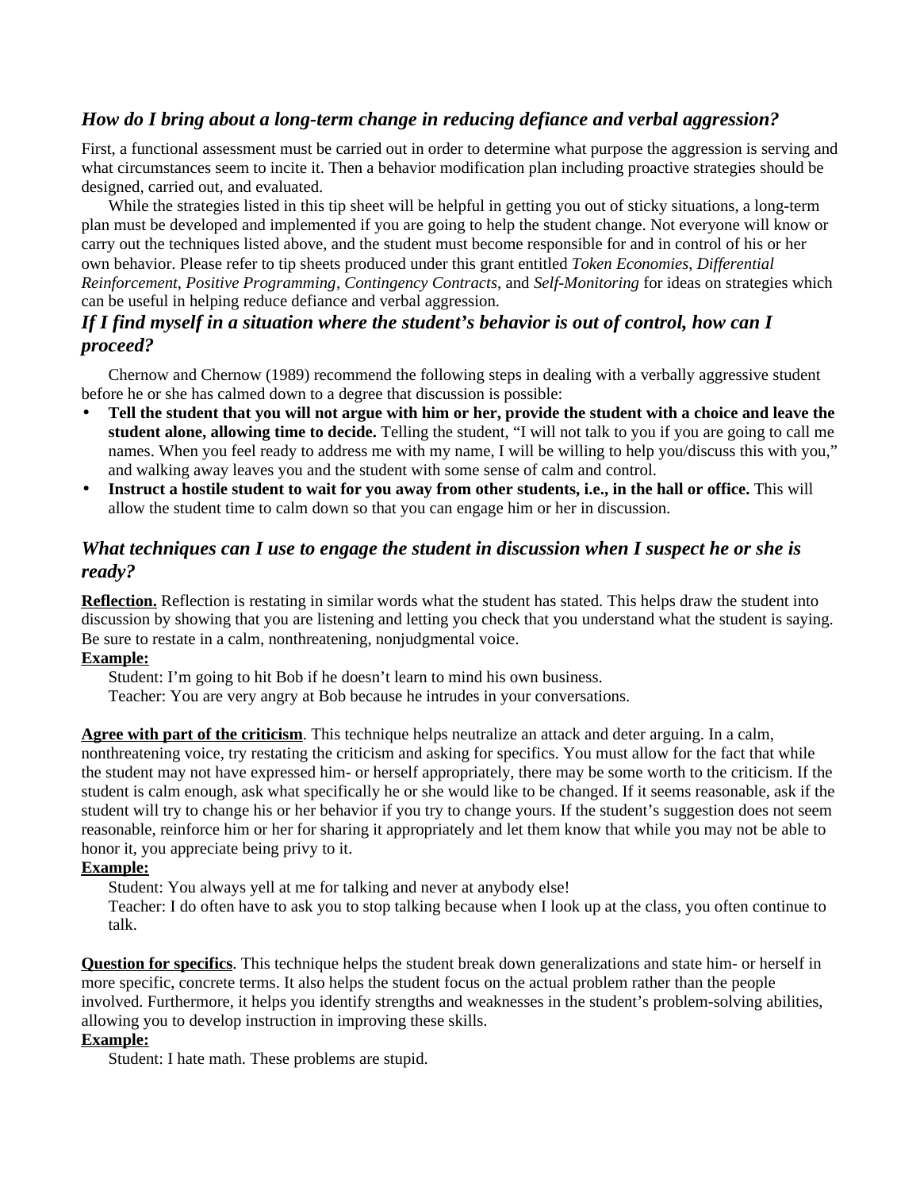### *How do I bring about a long-term change in reducing defiance and verbal aggression?*

First, a functional assessment must be carried out in order to determine what purpose the aggression is serving and what circumstances seem to incite it. Then a behavior modification plan including proactive strategies should be designed, carried out, and evaluated.

While the strategies listed in this tip sheet will be helpful in getting you out of sticky situations, a long-term plan must be developed and implemented if you are going to help the student change. Not everyone will know or carry out the techniques listed above, and the student must become responsible for and in control of his or her own behavior. Please refer to tip sheets produced under this grant entitled *Token Economies*, *Differential Reinforcement*, *Positive Programming*, *Contingency Contracts*, and *Self-Monitoring* for ideas on strategies which can be useful in helping reduce defiance and verbal aggression.

### *If I find myself in a situation where the student's behavior is out of control, how can I proceed?*

Chernow and Chernow (1989) recommend the following steps in dealing with a verbally aggressive student before he or she has calmed down to a degree that discussion is possible:

- **Tell the student that you will not argue with him or her, provide the student with a choice and leave the student alone, allowing time to decide.** Telling the student, "I will not talk to you if you are going to call me names. When you feel ready to address me with my name, I will be willing to help you/discuss this with you," and walking away leaves you and the student with some sense of calm and control.
- **Instruct a hostile student to wait for you away from other students, i.e., in the hall or office.** This will allow the student time to calm down so that you can engage him or her in discussion.

### *What techniques can I use to engage the student in discussion when I suspect he or she is ready?*

**Reflection.** Reflection is restating in similar words what the student has stated. This helps draw the student into discussion by showing that you are listening and letting you check that you understand what the student is saying. Be sure to restate in a calm, nonthreatening, nonjudgmental voice.

**Example:**

Student: I'm going to hit Bob if he doesn't learn to mind his own business.
Teacher: You are very angry at Bob because he intrudes in your conversations.

**Agree with part of the criticism**. This technique helps neutralize an attack and deter arguing. In a calm, nonthreatening voice, try restating the criticism and asking for specifics. You must allow for the fact that while the student may not have expressed him- or herself appropriately, there may be some worth to the criticism. If the student is calm enough, ask what specifically he or she would like to be changed. If it seems reasonable, ask if the student will try to change his or her behavior if you try to change yours. If the student's suggestion does not seem reasonable, reinforce him or her for sharing it appropriately and let them know that while you may not be able to honor it, you appreciate being privy to it.

**Example:**

Student: You always yell at me for talking and never at anybody else!
Teacher: I do often have to ask you to stop talking because when I look up at the class, you often continue to talk.

**Question for specifics**. This technique helps the student break down generalizations and state him- or herself in more specific, concrete terms. It also helps the student focus on the actual problem rather than the people involved. Furthermore, it helps you identify strengths and weaknesses in the student's problem-solving abilities, allowing you to develop instruction in improving these skills.

**Example:**

Student: I hate math. These problems are stupid.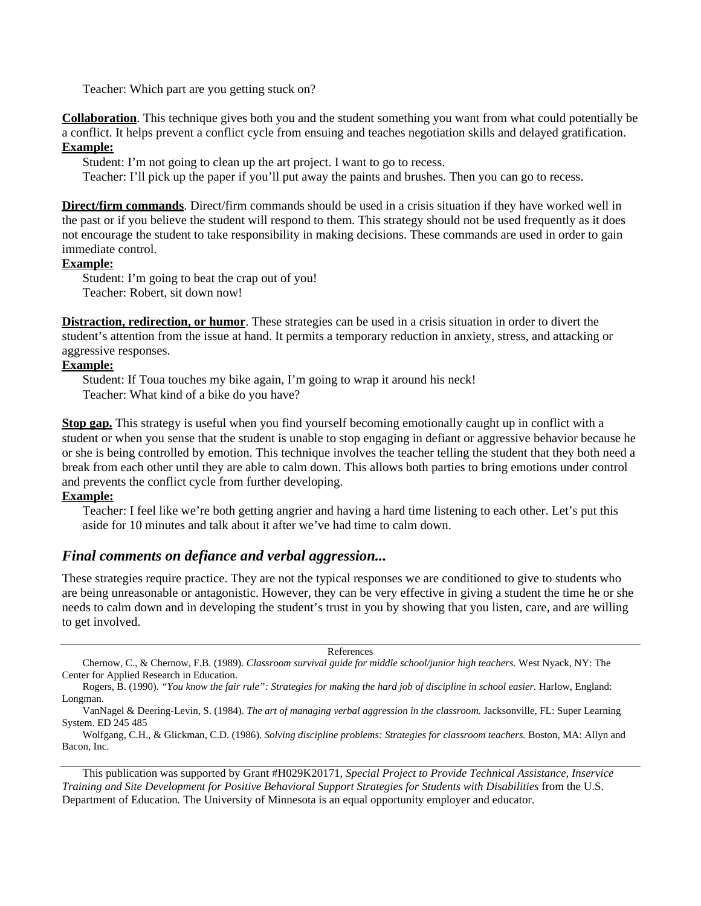Teacher: Which part are you getting stuck on?

**Collaboration**. This technique gives both you and the student something you want from what could potentially be a conflict. It helps prevent a conflict cycle from ensuing and teaches negotiation skills and delayed gratification.

**Example:**

Student: I'm not going to clean up the art project. I want to go to recess.

Teacher: I'll pick up the paper if you'll put away the paints and brushes. Then you can go to recess.

**Direct/firm commands**. Direct/firm commands should be used in a crisis situation if they have worked well in the past or if you believe the student will respond to them. This strategy should not be used frequently as it does not encourage the student to take responsibility in making decisions. These commands are used in order to gain immediate control.

**Example:**

Student: I'm going to beat the crap out of you!

Teacher: Robert, sit down now!

**Distraction, redirection, or humor**. These strategies can be used in a crisis situation in order to divert the student's attention from the issue at hand. It permits a temporary reduction in anxiety, stress, and attacking or aggressive responses.

**Example:**

Student: If Toua touches my bike again, I'm going to wrap it around his neck!

Teacher: What kind of a bike do you have?

**Stop gap.** This strategy is useful when you find yourself becoming emotionally caught up in conflict with a student or when you sense that the student is unable to stop engaging in defiant or aggressive behavior because he or she is being controlled by emotion. This technique involves the teacher telling the student that they both need a break from each other until they are able to calm down. This allows both parties to bring emotions under control and prevents the conflict cycle from further developing.

**Example:**

Teacher: I feel like we're both getting angrier and having a hard time listening to each other. Let's put this aside for 10 minutes and talk about it after we've had time to calm down.

## *Final comments on defiance and verbal aggression...*

These strategies require practice. They are not the typical responses we are conditioned to give to students who are being unreasonable or antagonistic. However, they can be very effective in giving a student the time he or she needs to calm down and in developing the student's trust in you by showing that you listen, care, and are willing to get involved.

---

References

Chernow, C., & Chernow, F.B. (1989). *Classroom survival guide for middle school/junior high teachers.* West Nyack, NY: The Center for Applied Research in Education.

Rogers, B. (1990). *"You know the fair rule": Strategies for making the hard job of discipline in school easier.* Harlow, England: Longman.

VanNagel & Deering-Levin, S. (1984). *The art of managing verbal aggression in the classroom.* Jacksonville, FL: Super Learning System. ED 245 485

Wolfgang, C.H., & Glickman, C.D. (1986). *Solving discipline problems: Strategies for classroom teachers.* Boston, MA: Allyn and Bacon, Inc.

---

This publication was supported by Grant #H029K20171, *Special Project to Provide Technical Assistance, Inservice Training and Site Development for Positive Behavioral Support Strategies for Students with Disabilities* from the U.S. Department of Education. The University of Minnesota is an equal opportunity employer and educator.